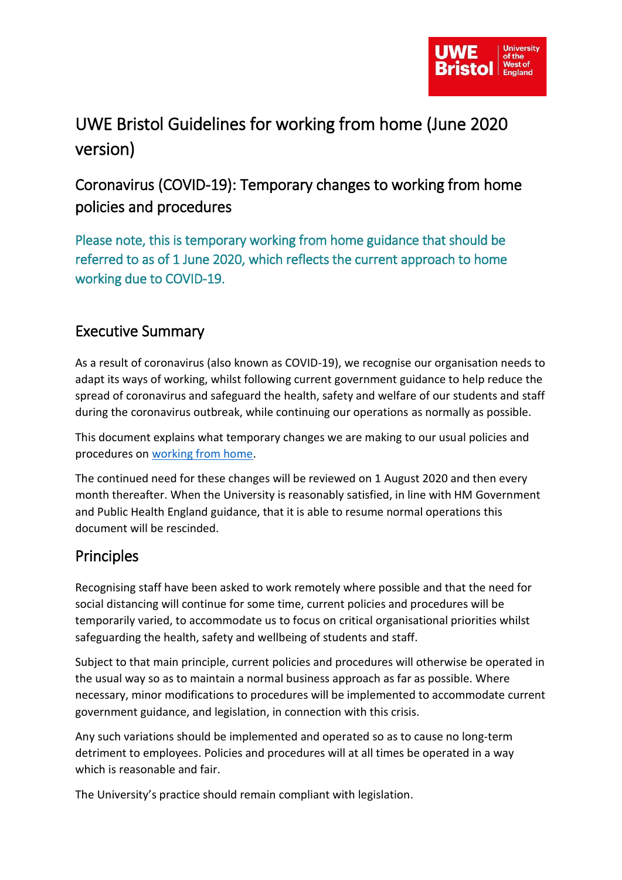# UWE Bristol Guidelines for working from home (June 2020 version)

## Coronavirus (COVID-19): Temporary changes to working from home policies and procedures

Please note, this is temporary working from home guidance that should be referred to as of 1 June 2020, which reflects the current approach to home working due to COVID-19.

## Executive Summary

As a result of coronavirus (also known as COVID-19), we recognise our organisation needs to adapt its ways of working, whilst following current government guidance to help reduce the spread of coronavirus and safeguard the health, safety and welfare of our students and staff during the coronavirus outbreak, while continuing our operations as normally as possible.

This document explains what temporary changes we are making to our usual policies and procedures on working from home.

The continued need for these changes will be reviewed on 1 August 2020 and then every month thereafter. When the University is reasonably satisfied, in line with HM Government and Public Health England guidance, that it is able to resume normal operations this document will be rescinded.

## Principles

Recognising staff have been asked to work remotely where possible and that the need for social distancing will continue for some time, current policies and procedures will be temporarily varied, to accommodate us to focus on critical organisational priorities whilst safeguarding the health, safety and wellbeing of students and staff.

Subject to that main principle, current policies and procedures will otherwise be operated in the usual way so as to maintain a normal business approach as far as possible. Where necessary, minor modifications to procedures will be implemented to accommodate current government guidance, and legislation, in connection with this crisis.

Any such variations should be implemented and operated so as to cause no long-term detriment to employees. Policies and procedures will at all times be operated in a way which is reasonable and fair.

The University's practice should remain compliant with legislation.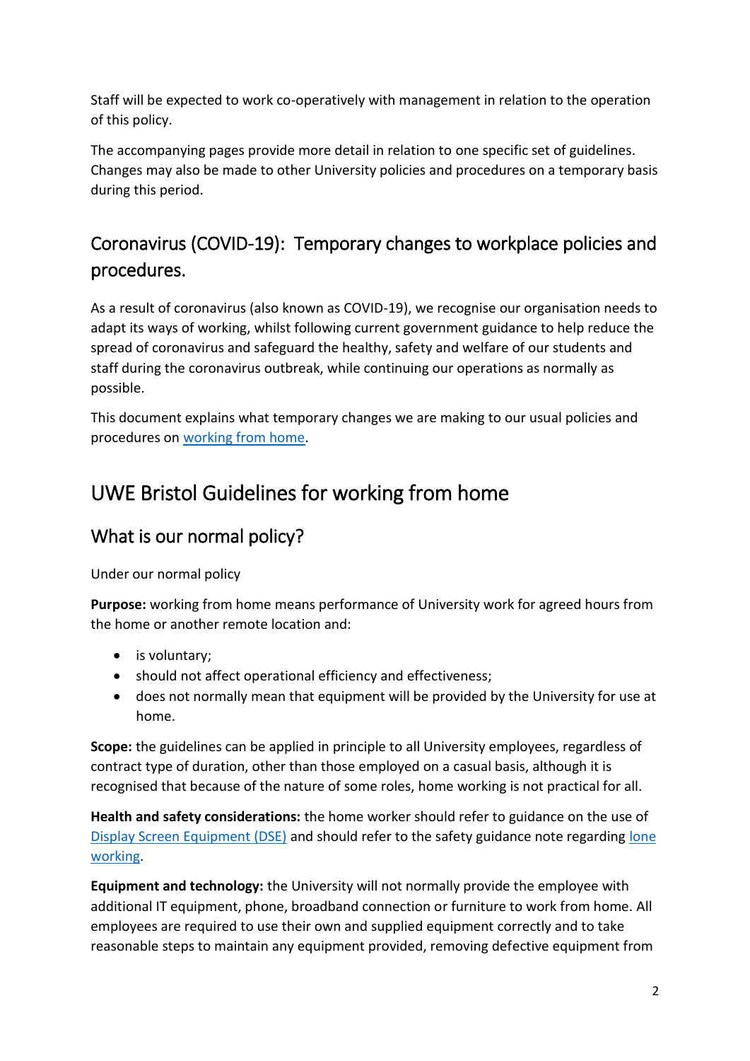Staff will be expected to work co-operatively with management in relation to the operation of this policy.

The accompanying pages provide more detail in relation to one specific set of guidelines. Changes may also be made to other University policies and procedures on a temporary basis during this period.

## Coronavirus (COVID-19): Temporary changes to workplace policies and procedures.

As a result of coronavirus (also known as COVID-19), we recognise our organisation needs to adapt its ways of working, whilst following current government guidance to help reduce the spread of coronavirus and safeguard the healthy, safety and welfare of our students and staff during the coronavirus outbreak, while continuing our operations as normally as possible.

This document explains what temporary changes we are making to our usual policies and procedures on working from home.

# UWE Bristol Guidelines for working from home

## What is our normal policy?

Under our normal policy

**Purpose:** working from home means performance of University work for agreed hours from the home or another remote location and:

- is voluntary;
- should not affect operational efficiency and effectiveness;
- does not normally mean that equipment will be provided by the University for use at home.

**Scope:** the guidelines can be applied in principle to all University employees, regardless of contract type of duration, other than those employed on a casual basis, although it is recognised that because of the nature of some roles, home working is not practical for all.

**Health and safety considerations:** the home worker should refer to guidance on the use of Display Screen Equipment (DSE) and should refer to the safety guidance note regarding lone working.

**Equipment and technology:** the University will not normally provide the employee with additional IT equipment, phone, broadband connection or furniture to work from home. All employees are required to use their own and supplied equipment correctly and to take reasonable steps to maintain any equipment provided, removing defective equipment from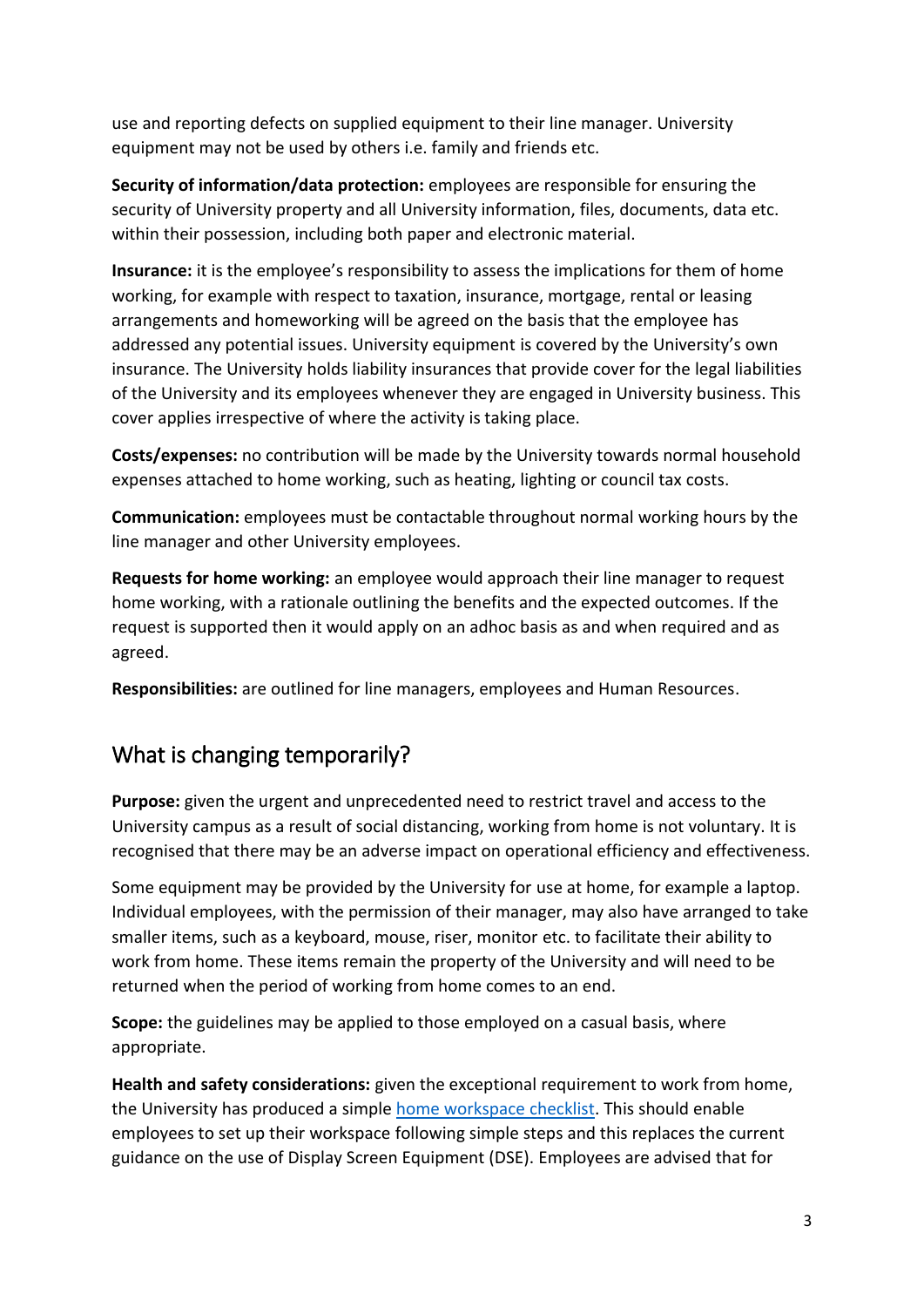use and reporting defects on supplied equipment to their line manager. University equipment may not be used by others i.e. family and friends etc.

**Security of information/data protection:** employees are responsible for ensuring the security of University property and all University information, files, documents, data etc. within their possession, including both paper and electronic material.

**Insurance:** it is the employee's responsibility to assess the implications for them of home working, for example with respect to taxation, insurance, mortgage, rental or leasing arrangements and homeworking will be agreed on the basis that the employee has addressed any potential issues. University equipment is covered by the University's own insurance. The University holds liability insurances that provide cover for the legal liabilities of the University and its employees whenever they are engaged in University business. This cover applies irrespective of where the activity is taking place.

**Costs/expenses:** no contribution will be made by the University towards normal household expenses attached to home working, such as heating, lighting or council tax costs.

**Communication:** employees must be contactable throughout normal working hours by the line manager and other University employees.

**Requests for home working:** an employee would approach their line manager to request home working, with a rationale outlining the benefits and the expected outcomes. If the request is supported then it would apply on an adhoc basis as and when required and as agreed.

**Responsibilities:** are outlined for line managers, employees and Human Resources.

## What is changing temporarily?

**Purpose:** given the urgent and unprecedented need to restrict travel and access to the University campus as a result of social distancing, working from home is not voluntary. It is recognised that there may be an adverse impact on operational efficiency and effectiveness.

Some equipment may be provided by the University for use at home, for example a laptop. Individual employees, with the permission of their manager, may also have arranged to take smaller items, such as a keyboard, mouse, riser, monitor etc. to facilitate their ability to work from home. These items remain the property of the University and will need to be returned when the period of working from home comes to an end.

**Scope:** the guidelines may be applied to those employed on a casual basis, where appropriate.

**Health and safety considerations:** given the exceptional requirement to work from home, the University has produced a simple [home workspace checklist](). This should enable employees to set up their workspace following simple steps and this replaces the current guidance on the use of Display Screen Equipment (DSE). Employees are advised that for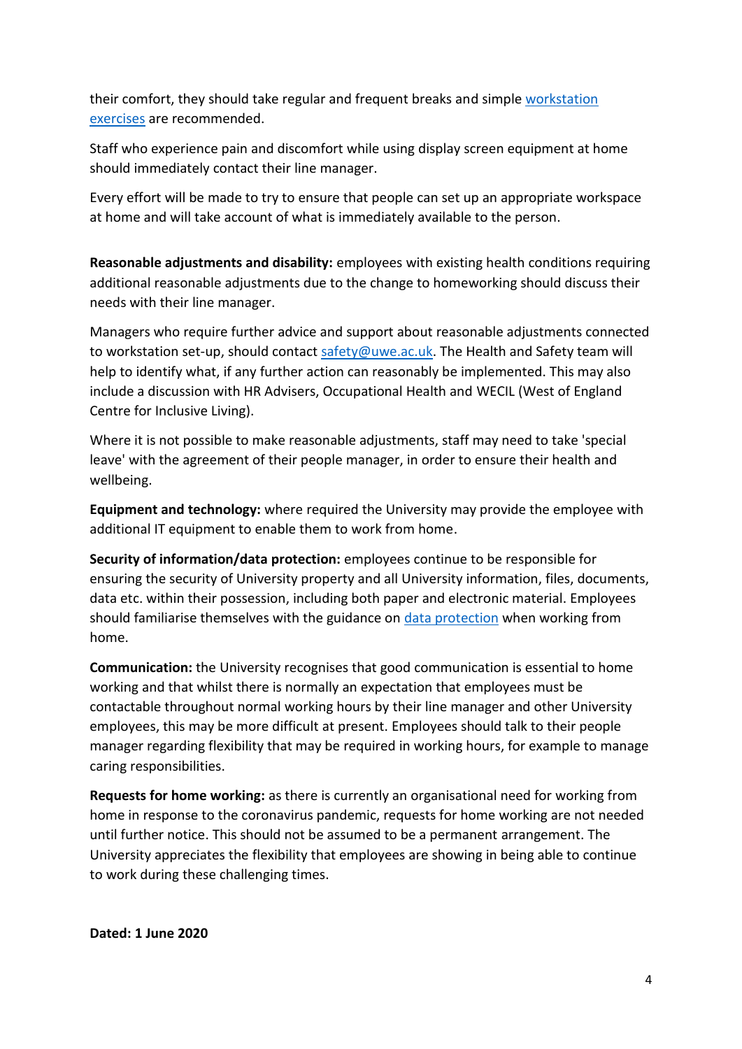their comfort, they should take regular and frequent breaks and simple [workstation exercises]() are recommended.

Staff who experience pain and discomfort while using display screen equipment at home should immediately contact their line manager.

Every effort will be made to try to ensure that people can set up an appropriate workspace at home and will take account of what is immediately available to the person.

**Reasonable adjustments and disability:** employees with existing health conditions requiring additional reasonable adjustments due to the change to homeworking should discuss their needs with their line manager.

Managers who require further advice and support about reasonable adjustments connected to workstation set-up, should contact safety@uwe.ac.uk. The Health and Safety team will help to identify what, if any further action can reasonably be implemented. This may also include a discussion with HR Advisers, Occupational Health and WECIL (West of England Centre for Inclusive Living).

Where it is not possible to make reasonable adjustments, staff may need to take 'special leave' with the agreement of their people manager, in order to ensure their health and wellbeing.

**Equipment and technology:** where required the University may provide the employee with additional IT equipment to enable them to work from home.

**Security of information/data protection:** employees continue to be responsible for ensuring the security of University property and all University information, files, documents, data etc. within their possession, including both paper and electronic material. Employees should familiarise themselves with the guidance on [data protection]() when working from home.

**Communication:** the University recognises that good communication is essential to home working and that whilst there is normally an expectation that employees must be contactable throughout normal working hours by their line manager and other University employees, this may be more difficult at present. Employees should talk to their people manager regarding flexibility that may be required in working hours, for example to manage caring responsibilities.

**Requests for home working:** as there is currently an organisational need for working from home in response to the coronavirus pandemic, requests for home working are not needed until further notice. This should not be assumed to be a permanent arrangement. The University appreciates the flexibility that employees are showing in being able to continue to work during these challenging times.

**Dated: 1 June 2020**